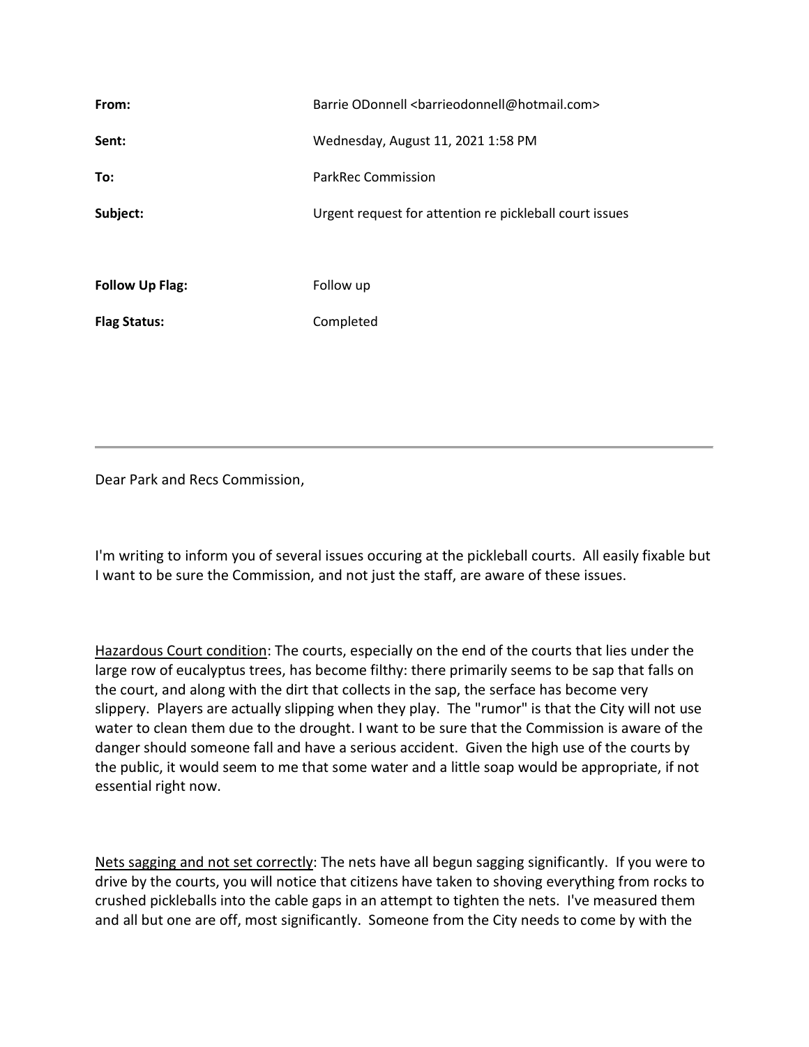| | |
|---|---|
| **From:** | Barrie ODonnell <barrieodonnell@hotmail.com> |
| **Sent:** | Wednesday, August 11, 2021 1:58 PM |
| **To:** | ParkRec Commission |
| **Subject:** | Urgent request for attention re pickleball court issues |
| **Follow Up Flag:** | Follow up |
| **Flag Status:** | Completed |

---

Dear Park and Recs Commission,

I'm writing to inform you of several issues occuring at the pickleball courts. All easily fixable but I want to be sure the Commission, and not just the staff, are aware of these issues.

<u>Hazardous Court condition</u>: The courts, especially on the end of the courts that lies under the large row of eucalyptus trees, has become filthy: there primarily seems to be sap that falls on the court, and along with the dirt that collects in the sap, the serface has become very slippery. Players are actually slipping when they play. The "rumor" is that the City will not use water to clean them due to the drought. I want to be sure that the Commission is aware of the danger should someone fall and have a serious accident. Given the high use of the courts by the public, it would seem to me that some water and a little soap would be appropriate, if not essential right now.

<u>Nets sagging and not set correctly</u>: The nets have all begun sagging significantly. If you were to drive by the courts, you will notice that citizens have taken to shoving everything from rocks to crushed pickleballs into the cable gaps in an attempt to tighten the nets. I've measured them and all but one are off, most significantly. Someone from the City needs to come by with the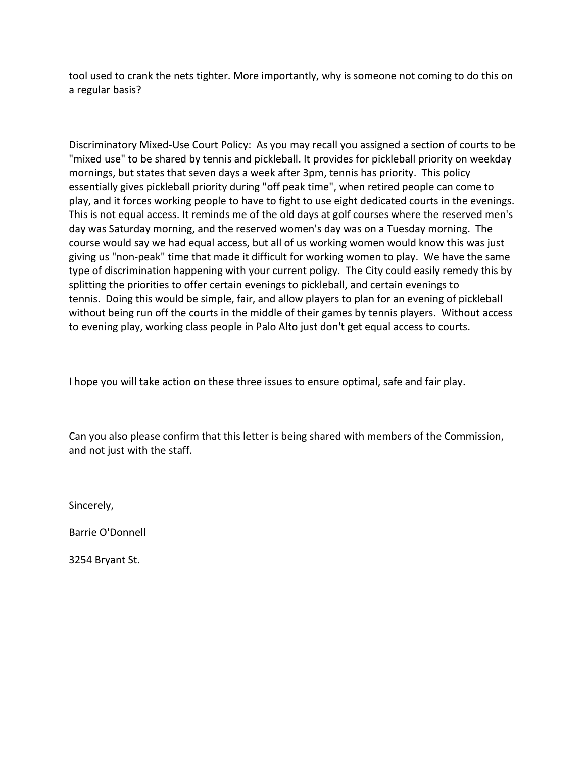tool used to crank the nets tighter. More importantly, why is someone not coming to do this on a regular basis?

Discriminatory Mixed-Use Court Policy: As you may recall you assigned a section of courts to be "mixed use" to be shared by tennis and pickleball. It provides for pickleball priority on weekday mornings, but states that seven days a week after 3pm, tennis has priority. This policy essentially gives pickleball priority during "off peak time", when retired people can come to play, and it forces working people to have to fight to use eight dedicated courts in the evenings. This is not equal access. It reminds me of the old days at golf courses where the reserved men's day was Saturday morning, and the reserved women's day was on a Tuesday morning. The course would say we had equal access, but all of us working women would know this was just giving us "non-peak" time that made it difficult for working women to play. We have the same type of discrimination happening with your current poligy. The City could easily remedy this by splitting the priorities to offer certain evenings to pickleball, and certain evenings to tennis. Doing this would be simple, fair, and allow players to plan for an evening of pickleball without being run off the courts in the middle of their games by tennis players. Without access to evening play, working class people in Palo Alto just don't get equal access to courts.

I hope you will take action on these three issues to ensure optimal, safe and fair play.

Can you also please confirm that this letter is being shared with members of the Commission, and not just with the staff.

Sincerely,

Barrie O'Donnell

3254 Bryant St.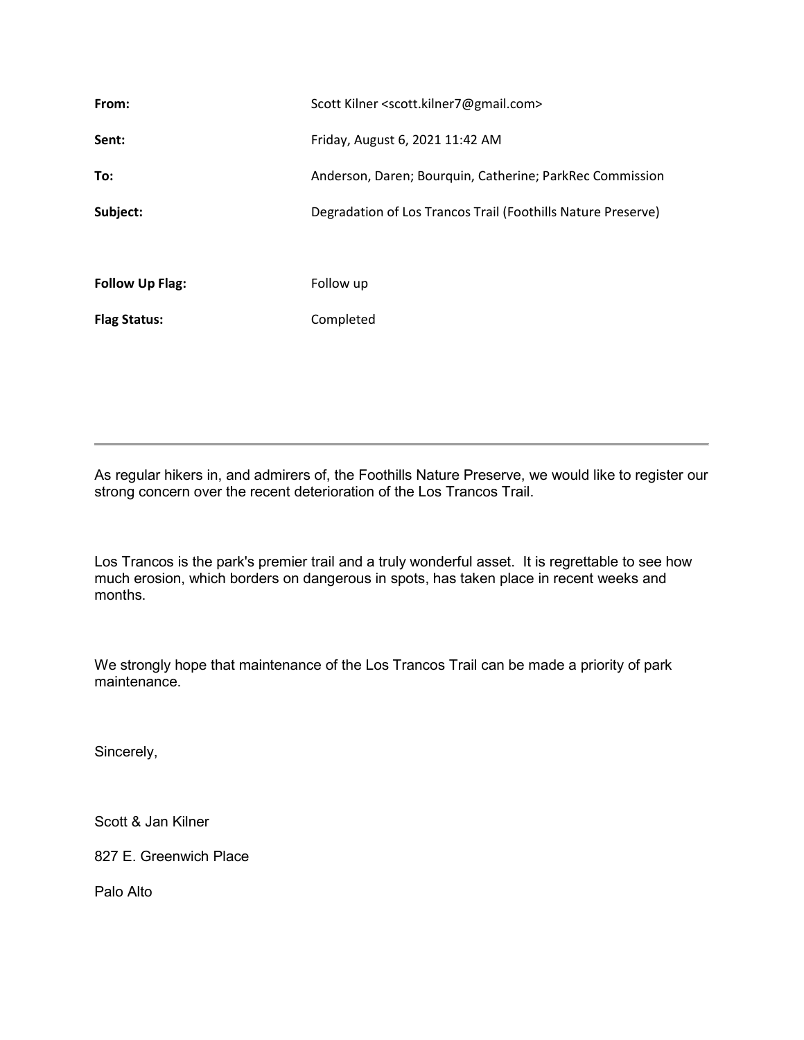| | |
|---|---|
| **From:** | Scott Kilner <scott.kilner7@gmail.com> |
| **Sent:** | Friday, August 6, 2021 11:42 AM |
| **To:** | Anderson, Daren; Bourquin, Catherine; ParkRec Commission |
| **Subject:** | Degradation of Los Trancos Trail (Foothills Nature Preserve) |
| **Follow Up Flag:** | Follow up |
| **Flag Status:** | Completed |

---

As regular hikers in, and admirers of, the Foothills Nature Preserve, we would like to register our strong concern over the recent deterioration of the Los Trancos Trail.

Los Trancos is the park's premier trail and a truly wonderful asset. It is regrettable to see how much erosion, which borders on dangerous in spots, has taken place in recent weeks and months.

We strongly hope that maintenance of the Los Trancos Trail can be made a priority of park maintenance.

Sincerely,

Scott & Jan Kilner

827 E. Greenwich Place

Palo Alto